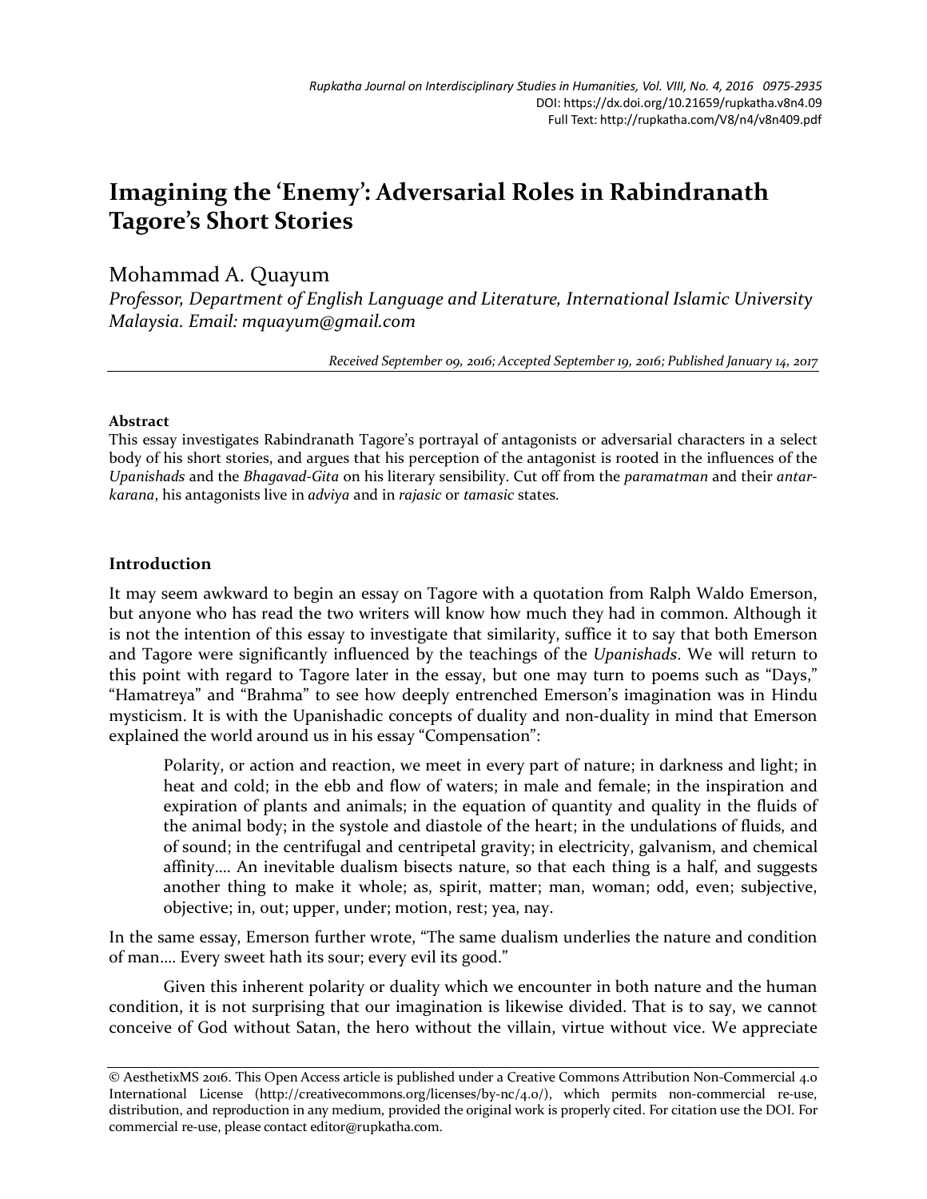# Imagining the 'Enemy': Adversarial Roles in Rabindranath Tagore's Short Stories

Mohammad A. Quayum

*Professor, Department of English Language and Literature, International Islamic University Malaysia. Email: mquayum@gmail.com*

*Received September 09, 2016; Accepted September 19, 2016; Published January 14, 2017*

**Abstract**

This essay investigates Rabindranath Tagore's portrayal of antagonists or adversarial characters in a select body of his short stories, and argues that his perception of the antagonist is rooted in the influences of the *Upanishads* and the *Bhagavad-Gita* on his literary sensibility. Cut off from the *paramatman* and their *antar-karana*, his antagonists live in *adviya* and in *rajasic* or *tamasic* states.

## Introduction

It may seem awkward to begin an essay on Tagore with a quotation from Ralph Waldo Emerson, but anyone who has read the two writers will know how much they had in common. Although it is not the intention of this essay to investigate that similarity, suffice it to say that both Emerson and Tagore were significantly influenced by the teachings of the *Upanishads*. We will return to this point with regard to Tagore later in the essay, but one may turn to poems such as "Days," "Hamatreya" and "Brahma" to see how deeply entrenched Emerson's imagination was in Hindu mysticism. It is with the Upanishadic concepts of duality and non-duality in mind that Emerson explained the world around us in his essay "Compensation":

> Polarity, or action and reaction, we meet in every part of nature; in darkness and light; in heat and cold; in the ebb and flow of waters; in male and female; in the inspiration and expiration of plants and animals; in the equation of quantity and quality in the fluids of the animal body; in the systole and diastole of the heart; in the undulations of fluids, and of sound; in the centrifugal and centripetal gravity; in electricity, galvanism, and chemical affinity.... An inevitable dualism bisects nature, so that each thing is a half, and suggests another thing to make it whole; as, spirit, matter; man, woman; odd, even; subjective, objective; in, out; upper, under; motion, rest; yea, nay.

In the same essay, Emerson further wrote, "The same dualism underlies the nature and condition of man.... Every sweet hath its sour; every evil its good."

Given this inherent polarity or duality which we encounter in both nature and the human condition, it is not surprising that our imagination is likewise divided. That is to say, we cannot conceive of God without Satan, the hero without the villain, virtue without vice. We appreciate

© AesthetixMS 2016. This Open Access article is published under a Creative Commons Attribution Non-Commercial 4.0 International License (http://creativecommons.org/licenses/by-nc/4.0/), which permits non-commercial re-use, distribution, and reproduction in any medium, provided the original work is properly cited. For citation use the DOI. For commercial re-use, please contact editor@rupkatha.com.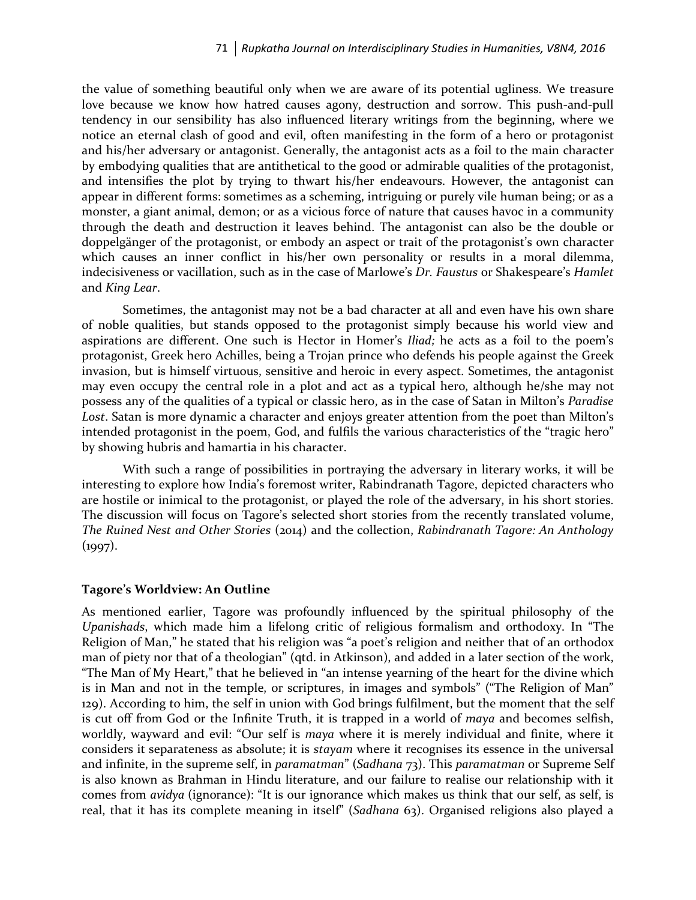the value of something beautiful only when we are aware of its potential ugliness. We treasure love because we know how hatred causes agony, destruction and sorrow. This push-and-pull tendency in our sensibility has also influenced literary writings from the beginning, where we notice an eternal clash of good and evil, often manifesting in the form of a hero or protagonist and his/her adversary or antagonist. Generally, the antagonist acts as a foil to the main character by embodying qualities that are antithetical to the good or admirable qualities of the protagonist, and intensifies the plot by trying to thwart his/her endeavours. However, the antagonist can appear in different forms: sometimes as a scheming, intriguing or purely vile human being; or as a monster, a giant animal, demon; or as a vicious force of nature that causes havoc in a community through the death and destruction it leaves behind. The antagonist can also be the double or doppelgänger of the protagonist, or embody an aspect or trait of the protagonist's own character which causes an inner conflict in his/her own personality or results in a moral dilemma, indecisiveness or vacillation, such as in the case of Marlowe's *Dr. Faustus* or Shakespeare's *Hamlet* and *King Lear*.

Sometimes, the antagonist may not be a bad character at all and even have his own share of noble qualities, but stands opposed to the protagonist simply because his world view and aspirations are different. One such is Hector in Homer's *Iliad;* he acts as a foil to the poem's protagonist, Greek hero Achilles, being a Trojan prince who defends his people against the Greek invasion, but is himself virtuous, sensitive and heroic in every aspect. Sometimes, the antagonist may even occupy the central role in a plot and act as a typical hero, although he/she may not possess any of the qualities of a typical or classic hero, as in the case of Satan in Milton's *Paradise Lost*. Satan is more dynamic a character and enjoys greater attention from the poet than Milton's intended protagonist in the poem, God, and fulfils the various characteristics of the "tragic hero" by showing hubris and hamartia in his character.

With such a range of possibilities in portraying the adversary in literary works, it will be interesting to explore how India's foremost writer, Rabindranath Tagore, depicted characters who are hostile or inimical to the protagonist, or played the role of the adversary, in his short stories. The discussion will focus on Tagore's selected short stories from the recently translated volume, *The Ruined Nest and Other Stories* (2014) and the collection, *Rabindranath Tagore: An Anthology* (1997).

### Tagore's Worldview: An Outline

As mentioned earlier, Tagore was profoundly influenced by the spiritual philosophy of the *Upanishads*, which made him a lifelong critic of religious formalism and orthodoxy. In "The Religion of Man," he stated that his religion was "a poet's religion and neither that of an orthodox man of piety nor that of a theologian" (qtd. in Atkinson), and added in a later section of the work, "The Man of My Heart," that he believed in "an intense yearning of the heart for the divine which is in Man and not in the temple, or scriptures, in images and symbols" ("The Religion of Man" 129). According to him, the self in union with God brings fulfilment, but the moment that the self is cut off from God or the Infinite Truth, it is trapped in a world of *maya* and becomes selfish, worldly, wayward and evil: "Our self is *maya* where it is merely individual and finite, where it considers it separateness as absolute; it is *stayam* where it recognises its essence in the universal and infinite, in the supreme self, in *paramatman*" (*Sadhana* 73). This *paramatman* or Supreme Self is also known as Brahman in Hindu literature, and our failure to realise our relationship with it comes from *avidya* (ignorance): "It is our ignorance which makes us think that our self, as self, is real, that it has its complete meaning in itself" (*Sadhana* 63). Organised religions also played a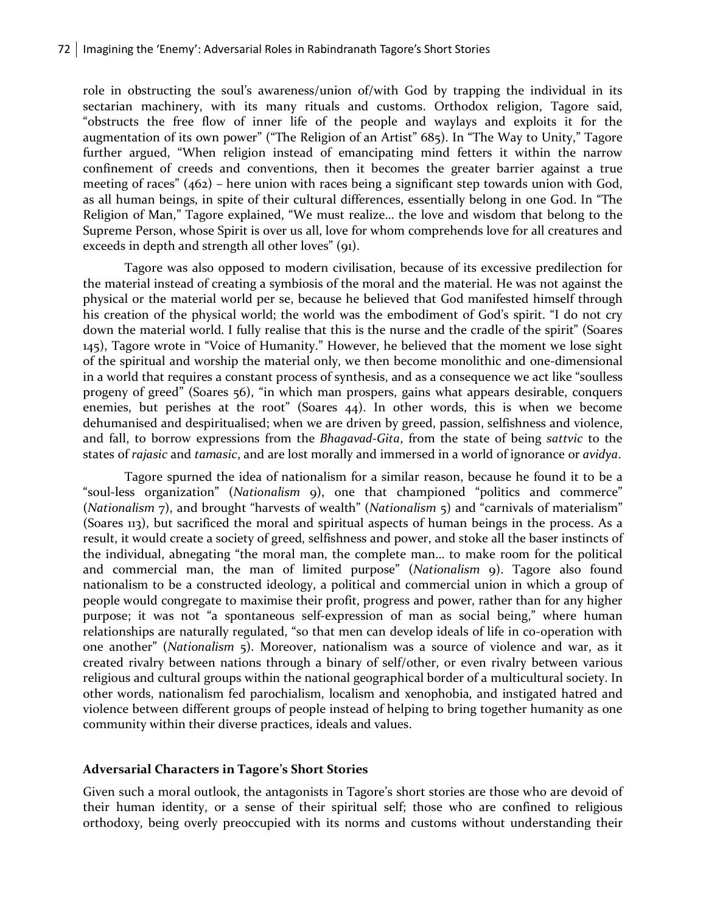role in obstructing the soul's awareness/union of/with God by trapping the individual in its sectarian machinery, with its many rituals and customs. Orthodox religion, Tagore said, "obstructs the free flow of inner life of the people and waylays and exploits it for the augmentation of its own power" ("The Religion of an Artist" 685). In "The Way to Unity," Tagore further argued, "When religion instead of emancipating mind fetters it within the narrow confinement of creeds and conventions, then it becomes the greater barrier against a true meeting of races" (462) – here union with races being a significant step towards union with God, as all human beings, in spite of their cultural differences, essentially belong in one God. In "The Religion of Man," Tagore explained, "We must realize… the love and wisdom that belong to the Supreme Person, whose Spirit is over us all, love for whom comprehends love for all creatures and exceeds in depth and strength all other loves" (91).

Tagore was also opposed to modern civilisation, because of its excessive predilection for the material instead of creating a symbiosis of the moral and the material. He was not against the physical or the material world per se, because he believed that God manifested himself through his creation of the physical world; the world was the embodiment of God's spirit. "I do not cry down the material world. I fully realise that this is the nurse and the cradle of the spirit" (Soares 145), Tagore wrote in "Voice of Humanity." However, he believed that the moment we lose sight of the spiritual and worship the material only, we then become monolithic and one-dimensional in a world that requires a constant process of synthesis, and as a consequence we act like "soulless progeny of greed" (Soares 56), "in which man prospers, gains what appears desirable, conquers enemies, but perishes at the root" (Soares 44). In other words, this is when we become dehumanised and despiritualised; when we are driven by greed, passion, selfishness and violence, and fall, to borrow expressions from the *Bhagavad-Gita*, from the state of being *sattvic* to the states of *rajasic* and *tamasic*, and are lost morally and immersed in a world of ignorance or *avidya*.

Tagore spurned the idea of nationalism for a similar reason, because he found it to be a "soul-less organization" (*Nationalism* 9), one that championed "politics and commerce" (*Nationalism* 7), and brought "harvests of wealth" (*Nationalism* 5) and "carnivals of materialism" (Soares 113), but sacrificed the moral and spiritual aspects of human beings in the process. As a result, it would create a society of greed, selfishness and power, and stoke all the baser instincts of the individual, abnegating "the moral man, the complete man… to make room for the political and commercial man, the man of limited purpose" (*Nationalism* 9). Tagore also found nationalism to be a constructed ideology, a political and commercial union in which a group of people would congregate to maximise their profit, progress and power, rather than for any higher purpose; it was not "a spontaneous self-expression of man as social being," where human relationships are naturally regulated, "so that men can develop ideals of life in co-operation with one another" (*Nationalism* 5). Moreover, nationalism was a source of violence and war, as it created rivalry between nations through a binary of self/other, or even rivalry between various religious and cultural groups within the national geographical border of a multicultural society. In other words, nationalism fed parochialism, localism and xenophobia, and instigated hatred and violence between different groups of people instead of helping to bring together humanity as one community within their diverse practices, ideals and values.

### Adversarial Characters in Tagore's Short Stories

Given such a moral outlook, the antagonists in Tagore's short stories are those who are devoid of their human identity, or a sense of their spiritual self; those who are confined to religious orthodoxy, being overly preoccupied with its norms and customs without understanding their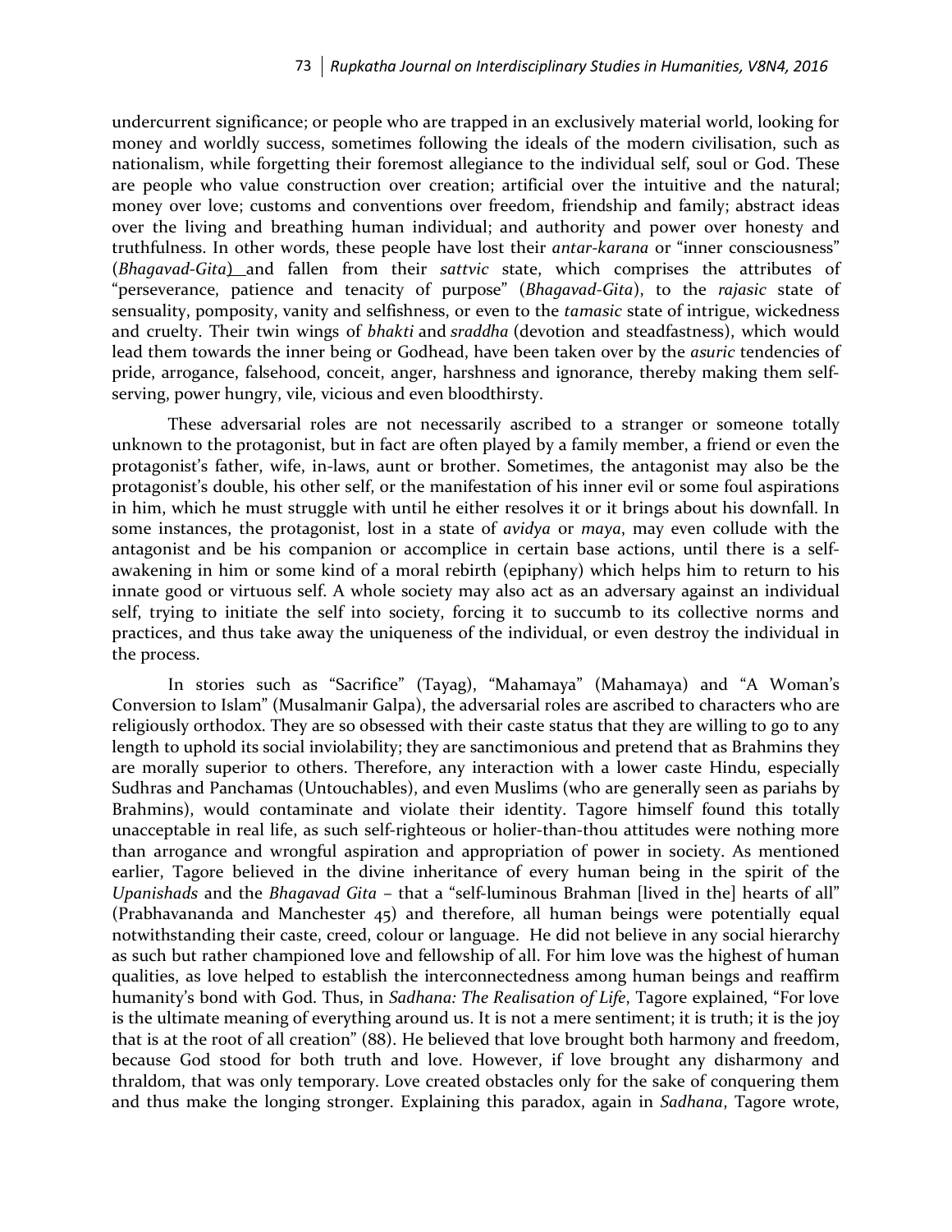undercurrent significance; or people who are trapped in an exclusively material world, looking for money and worldly success, sometimes following the ideals of the modern civilisation, such as nationalism, while forgetting their foremost allegiance to the individual self, soul or God. These are people who value construction over creation; artificial over the intuitive and the natural; money over love; customs and conventions over freedom, friendship and family; abstract ideas over the living and breathing human individual; and authority and power over honesty and truthfulness. In other words, these people have lost their *antar-karana* or "inner consciousness" (*Bhagavad-Gita*) and fallen from their *sattvic* state, which comprises the attributes of "perseverance, patience and tenacity of purpose" (*Bhagavad-Gita*), to the *rajasic* state of sensuality, pomposity, vanity and selfishness, or even to the *tamasic* state of intrigue, wickedness and cruelty. Their twin wings of *bhakti* and *sraddha* (devotion and steadfastness), which would lead them towards the inner being or Godhead, have been taken over by the *asuric* tendencies of pride, arrogance, falsehood, conceit, anger, harshness and ignorance, thereby making them self-serving, power hungry, vile, vicious and even bloodthirsty.

These adversarial roles are not necessarily ascribed to a stranger or someone totally unknown to the protagonist, but in fact are often played by a family member, a friend or even the protagonist's father, wife, in-laws, aunt or brother. Sometimes, the antagonist may also be the protagonist's double, his other self, or the manifestation of his inner evil or some foul aspirations in him, which he must struggle with until he either resolves it or it brings about his downfall. In some instances, the protagonist, lost in a state of *avidya* or *maya*, may even collude with the antagonist and be his companion or accomplice in certain base actions, until there is a self-awakening in him or some kind of a moral rebirth (epiphany) which helps him to return to his innate good or virtuous self. A whole society may also act as an adversary against an individual self, trying to initiate the self into society, forcing it to succumb to its collective norms and practices, and thus take away the uniqueness of the individual, or even destroy the individual in the process.

In stories such as "Sacrifice" (Tayag), "Mahamaya" (Mahamaya) and "A Woman's Conversion to Islam" (Musalmanir Galpa), the adversarial roles are ascribed to characters who are religiously orthodox. They are so obsessed with their caste status that they are willing to go to any length to uphold its social inviolability; they are sanctimonious and pretend that as Brahmins they are morally superior to others. Therefore, any interaction with a lower caste Hindu, especially Sudhras and Panchamas (Untouchables), and even Muslims (who are generally seen as pariahs by Brahmins), would contaminate and violate their identity. Tagore himself found this totally unacceptable in real life, as such self-righteous or holier-than-thou attitudes were nothing more than arrogance and wrongful aspiration and appropriation of power in society. As mentioned earlier, Tagore believed in the divine inheritance of every human being in the spirit of the *Upanishads* and the *Bhagavad Gita* – that a "self-luminous Brahman [lived in the] hearts of all" (Prabhavananda and Manchester 45) and therefore, all human beings were potentially equal notwithstanding their caste, creed, colour or language. He did not believe in any social hierarchy as such but rather championed love and fellowship of all. For him love was the highest of human qualities, as love helped to establish the interconnectedness among human beings and reaffirm humanity's bond with God. Thus, in *Sadhana: The Realisation of Life*, Tagore explained, "For love is the ultimate meaning of everything around us. It is not a mere sentiment; it is truth; it is the joy that is at the root of all creation" (88). He believed that love brought both harmony and freedom, because God stood for both truth and love. However, if love brought any disharmony and thraldom, that was only temporary. Love created obstacles only for the sake of conquering them and thus make the longing stronger. Explaining this paradox, again in *Sadhana*, Tagore wrote,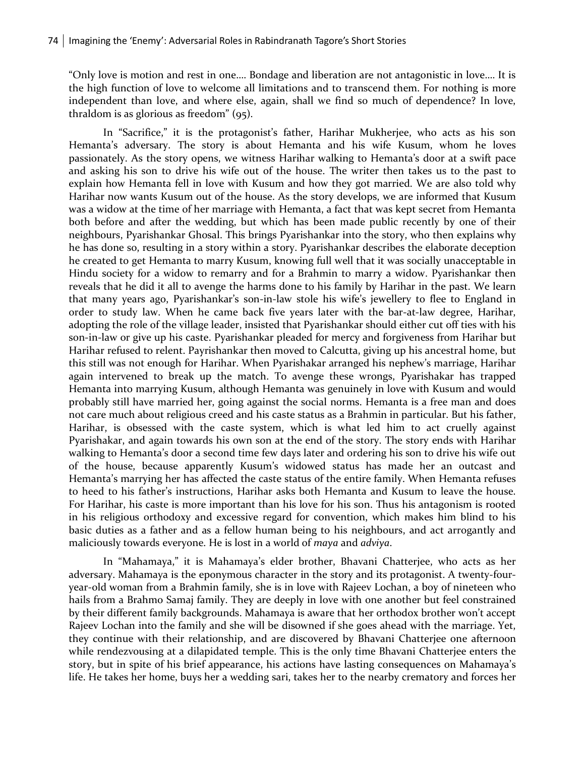"Only love is motion and rest in one.... Bondage and liberation are not antagonistic in love.... It is the high function of love to welcome all limitations and to transcend them. For nothing is more independent than love, and where else, again, shall we find so much of dependence? In love, thraldom is as glorious as freedom" (95).

In "Sacrifice," it is the protagonist's father, Harihar Mukherjee, who acts as his son Hemanta's adversary. The story is about Hemanta and his wife Kusum, whom he loves passionately. As the story opens, we witness Harihar walking to Hemanta's door at a swift pace and asking his son to drive his wife out of the house. The writer then takes us to the past to explain how Hemanta fell in love with Kusum and how they got married. We are also told why Harihar now wants Kusum out of the house. As the story develops, we are informed that Kusum was a widow at the time of her marriage with Hemanta, a fact that was kept secret from Hemanta both before and after the wedding, but which has been made public recently by one of their neighbours, Pyarishankar Ghosal. This brings Pyarishankar into the story, who then explains why he has done so, resulting in a story within a story. Pyarishankar describes the elaborate deception he created to get Hemanta to marry Kusum, knowing full well that it was socially unacceptable in Hindu society for a widow to remarry and for a Brahmin to marry a widow. Pyarishankar then reveals that he did it all to avenge the harms done to his family by Harihar in the past. We learn that many years ago, Pyarishankar's son-in-law stole his wife's jewellery to flee to England in order to study law. When he came back five years later with the bar-at-law degree, Harihar, adopting the role of the village leader, insisted that Pyarishankar should either cut off ties with his son-in-law or give up his caste. Pyarishankar pleaded for mercy and forgiveness from Harihar but Harihar refused to relent. Payrishankar then moved to Calcutta, giving up his ancestral home, but this still was not enough for Harihar. When Pyarishakar arranged his nephew's marriage, Harihar again intervened to break up the match. To avenge these wrongs, Pyarishakar has trapped Hemanta into marrying Kusum, although Hemanta was genuinely in love with Kusum and would probably still have married her, going against the social norms. Hemanta is a free man and does not care much about religious creed and his caste status as a Brahmin in particular. But his father, Harihar, is obsessed with the caste system, which is what led him to act cruelly against Pyarishakar, and again towards his own son at the end of the story. The story ends with Harihar walking to Hemanta's door a second time few days later and ordering his son to drive his wife out of the house, because apparently Kusum's widowed status has made her an outcast and Hemanta's marrying her has affected the caste status of the entire family. When Hemanta refuses to heed to his father's instructions, Harihar asks both Hemanta and Kusum to leave the house. For Harihar, his caste is more important than his love for his son. Thus his antagonism is rooted in his religious orthodoxy and excessive regard for convention, which makes him blind to his basic duties as a father and as a fellow human being to his neighbours, and act arrogantly and maliciously towards everyone. He is lost in a world of *maya* and *adviya*.

In "Mahamaya," it is Mahamaya's elder brother, Bhavani Chatterjee, who acts as her adversary. Mahamaya is the eponymous character in the story and its protagonist. A twenty-four-year-old woman from a Brahmin family, she is in love with Rajeev Lochan, a boy of nineteen who hails from a Brahmo Samaj family. They are deeply in love with one another but feel constrained by their different family backgrounds. Mahamaya is aware that her orthodox brother won't accept Rajeev Lochan into the family and she will be disowned if she goes ahead with the marriage. Yet, they continue with their relationship, and are discovered by Bhavani Chatterjee one afternoon while rendezvousing at a dilapidated temple. This is the only time Bhavani Chatterjee enters the story, but in spite of his brief appearance, his actions have lasting consequences on Mahamaya's life. He takes her home, buys her a wedding sari, takes her to the nearby crematory and forces her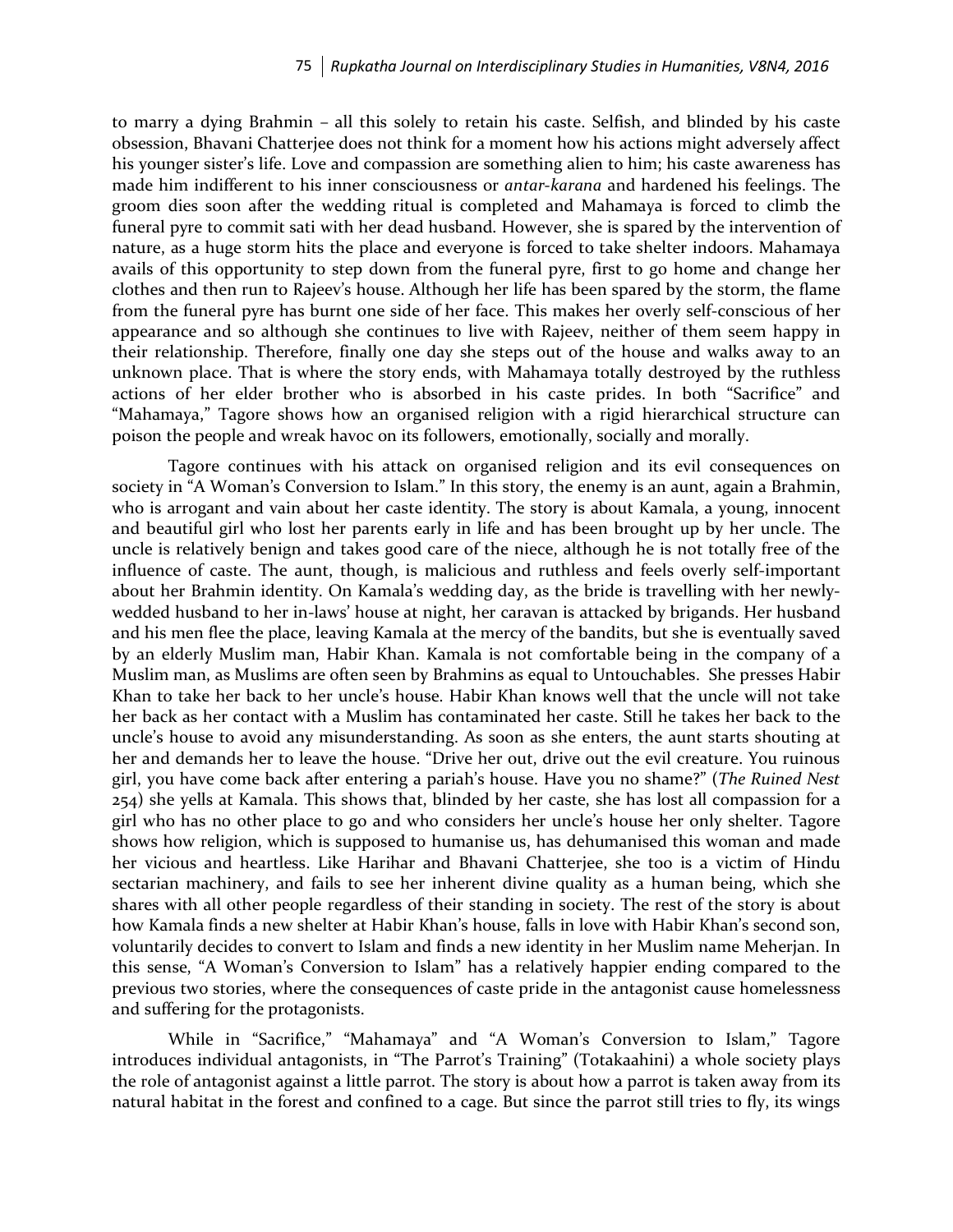to marry a dying Brahmin – all this solely to retain his caste. Selfish, and blinded by his caste obsession, Bhavani Chatterjee does not think for a moment how his actions might adversely affect his younger sister's life. Love and compassion are something alien to him; his caste awareness has made him indifferent to his inner consciousness or *antar-karana* and hardened his feelings. The groom dies soon after the wedding ritual is completed and Mahamaya is forced to climb the funeral pyre to commit sati with her dead husband. However, she is spared by the intervention of nature, as a huge storm hits the place and everyone is forced to take shelter indoors. Mahamaya avails of this opportunity to step down from the funeral pyre, first to go home and change her clothes and then run to Rajeev's house. Although her life has been spared by the storm, the flame from the funeral pyre has burnt one side of her face. This makes her overly self-conscious of her appearance and so although she continues to live with Rajeev, neither of them seem happy in their relationship. Therefore, finally one day she steps out of the house and walks away to an unknown place. That is where the story ends, with Mahamaya totally destroyed by the ruthless actions of her elder brother who is absorbed in his caste prides. In both "Sacrifice" and "Mahamaya," Tagore shows how an organised religion with a rigid hierarchical structure can poison the people and wreak havoc on its followers, emotionally, socially and morally.

Tagore continues with his attack on organised religion and its evil consequences on society in "A Woman's Conversion to Islam." In this story, the enemy is an aunt, again a Brahmin, who is arrogant and vain about her caste identity. The story is about Kamala, a young, innocent and beautiful girl who lost her parents early in life and has been brought up by her uncle. The uncle is relatively benign and takes good care of the niece, although he is not totally free of the influence of caste. The aunt, though, is malicious and ruthless and feels overly self-important about her Brahmin identity. On Kamala's wedding day, as the bride is travelling with her newly-wedded husband to her in-laws' house at night, her caravan is attacked by brigands. Her husband and his men flee the place, leaving Kamala at the mercy of the bandits, but she is eventually saved by an elderly Muslim man, Habir Khan. Kamala is not comfortable being in the company of a Muslim man, as Muslims are often seen by Brahmins as equal to Untouchables. She presses Habir Khan to take her back to her uncle's house. Habir Khan knows well that the uncle will not take her back as her contact with a Muslim has contaminated her caste. Still he takes her back to the uncle's house to avoid any misunderstanding. As soon as she enters, the aunt starts shouting at her and demands her to leave the house. "Drive her out, drive out the evil creature. You ruinous girl, you have come back after entering a pariah's house. Have you no shame?" (*The Ruined Nest* 254) she yells at Kamala. This shows that, blinded by her caste, she has lost all compassion for a girl who has no other place to go and who considers her uncle's house her only shelter. Tagore shows how religion, which is supposed to humanise us, has dehumanised this woman and made her vicious and heartless. Like Harihar and Bhavani Chatterjee, she too is a victim of Hindu sectarian machinery, and fails to see her inherent divine quality as a human being, which she shares with all other people regardless of their standing in society. The rest of the story is about how Kamala finds a new shelter at Habir Khan's house, falls in love with Habir Khan's second son, voluntarily decides to convert to Islam and finds a new identity in her Muslim name Meherjan. In this sense, "A Woman's Conversion to Islam" has a relatively happier ending compared to the previous two stories, where the consequences of caste pride in the antagonist cause homelessness and suffering for the protagonists.

While in "Sacrifice," "Mahamaya" and "A Woman's Conversion to Islam," Tagore introduces individual antagonists, in "The Parrot's Training" (Totakaahini) a whole society plays the role of antagonist against a little parrot. The story is about how a parrot is taken away from its natural habitat in the forest and confined to a cage. But since the parrot still tries to fly, its wings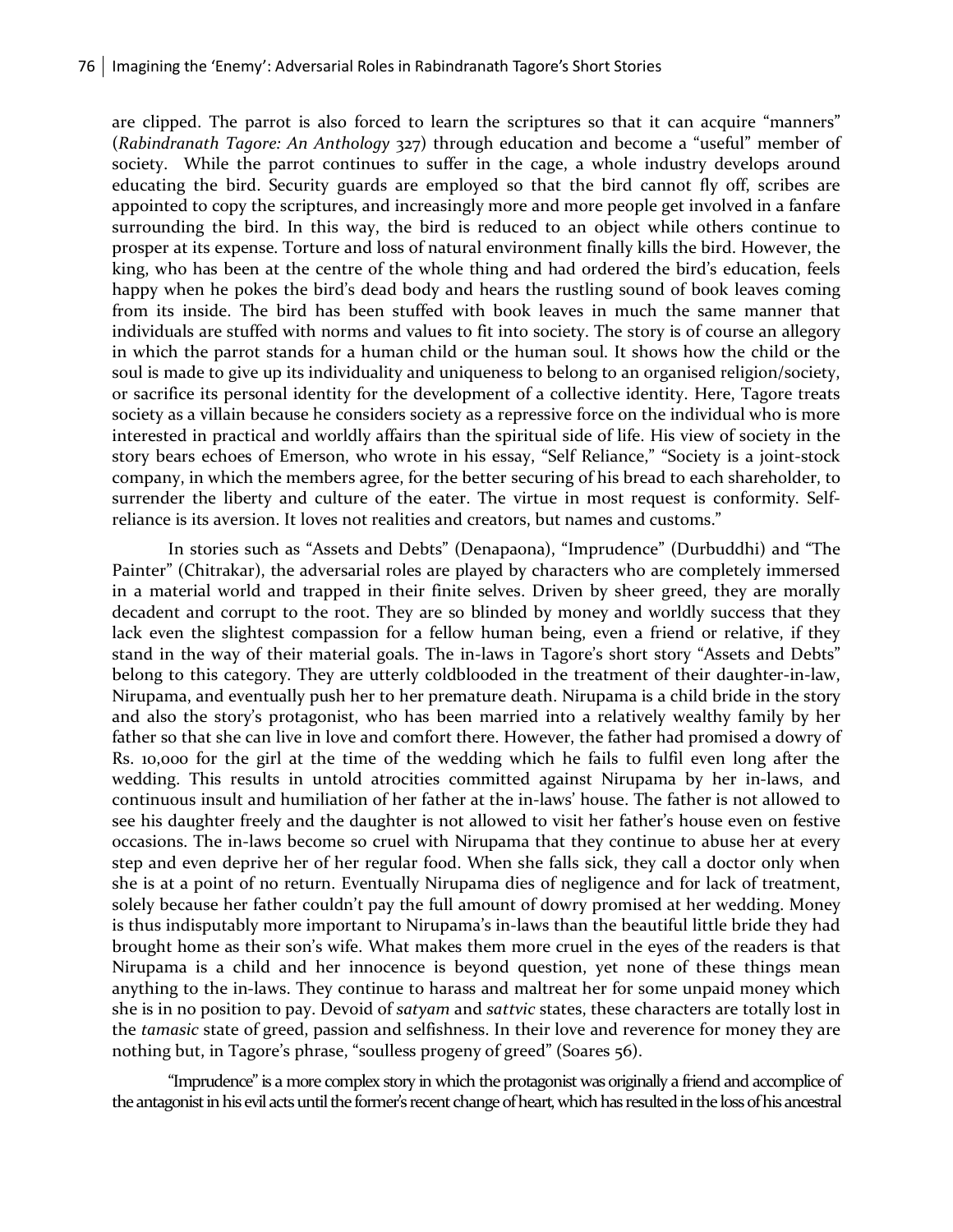are clipped. The parrot is also forced to learn the scriptures so that it can acquire "manners" (*Rabindranath Tagore: An Anthology* 327) through education and become a "useful" member of society. While the parrot continues to suffer in the cage, a whole industry develops around educating the bird. Security guards are employed so that the bird cannot fly off, scribes are appointed to copy the scriptures, and increasingly more and more people get involved in a fanfare surrounding the bird. In this way, the bird is reduced to an object while others continue to prosper at its expense. Torture and loss of natural environment finally kills the bird. However, the king, who has been at the centre of the whole thing and had ordered the bird's education, feels happy when he pokes the bird's dead body and hears the rustling sound of book leaves coming from its inside. The bird has been stuffed with book leaves in much the same manner that individuals are stuffed with norms and values to fit into society. The story is of course an allegory in which the parrot stands for a human child or the human soul. It shows how the child or the soul is made to give up its individuality and uniqueness to belong to an organised religion/society, or sacrifice its personal identity for the development of a collective identity. Here, Tagore treats society as a villain because he considers society as a repressive force on the individual who is more interested in practical and worldly affairs than the spiritual side of life. His view of society in the story bears echoes of Emerson, who wrote in his essay, "Self Reliance," "Society is a joint-stock company, in which the members agree, for the better securing of his bread to each shareholder, to surrender the liberty and culture of the eater. The virtue in most request is conformity. Self-reliance is its aversion. It loves not realities and creators, but names and customs."

In stories such as "Assets and Debts" (Denapaona), "Imprudence" (Durbuddhi) and "The Painter" (Chitrakar), the adversarial roles are played by characters who are completely immersed in a material world and trapped in their finite selves. Driven by sheer greed, they are morally decadent and corrupt to the root. They are so blinded by money and worldly success that they lack even the slightest compassion for a fellow human being, even a friend or relative, if they stand in the way of their material goals. The in-laws in Tagore's short story "Assets and Debts" belong to this category. They are utterly coldblooded in the treatment of their daughter-in-law, Nirupama, and eventually push her to her premature death. Nirupama is a child bride in the story and also the story's protagonist, who has been married into a relatively wealthy family by her father so that she can live in love and comfort there. However, the father had promised a dowry of Rs. 10,000 for the girl at the time of the wedding which he fails to fulfil even long after the wedding. This results in untold atrocities committed against Nirupama by her in-laws, and continuous insult and humiliation of her father at the in-laws' house. The father is not allowed to see his daughter freely and the daughter is not allowed to visit her father's house even on festive occasions. The in-laws become so cruel with Nirupama that they continue to abuse her at every step and even deprive her of her regular food. When she falls sick, they call a doctor only when she is at a point of no return. Eventually Nirupama dies of negligence and for lack of treatment, solely because her father couldn't pay the full amount of dowry promised at her wedding. Money is thus indisputably more important to Nirupama's in-laws than the beautiful little bride they had brought home as their son's wife. What makes them more cruel in the eyes of the readers is that Nirupama is a child and her innocence is beyond question, yet none of these things mean anything to the in-laws. They continue to harass and maltreat her for some unpaid money which she is in no position to pay. Devoid of *satyam* and *sattvic* states, these characters are totally lost in the *tamasic* state of greed, passion and selfishness. In their love and reverence for money they are nothing but, in Tagore's phrase, "soulless progeny of greed" (Soares 56).

"Imprudence" is a more complex story in which the protagonist was originally a friend and accomplice of the antagonist in his evil acts until the former's recent change of heart, which has resulted in the loss of his ancestral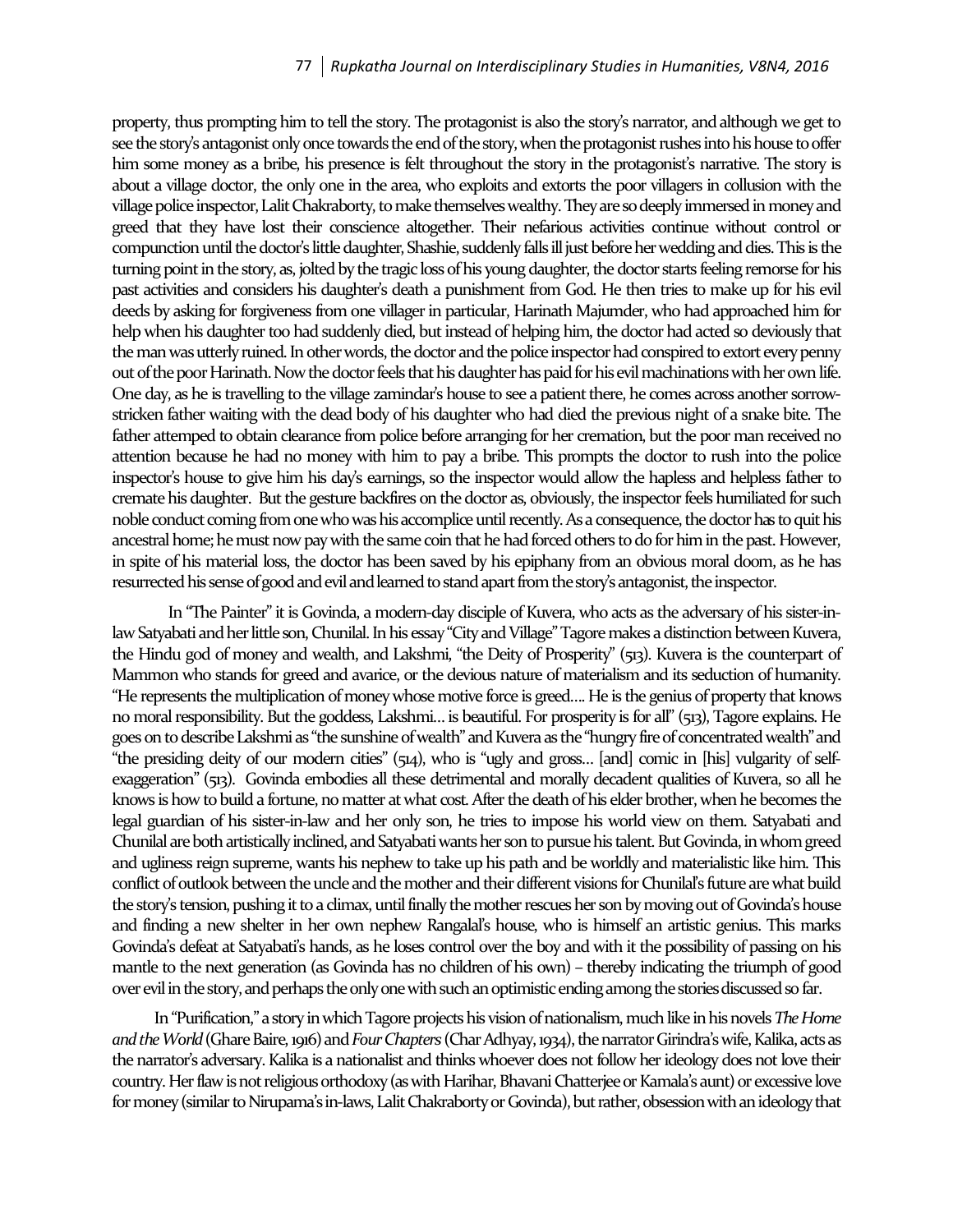property, thus prompting him to tell the story. The protagonist is also the story's narrator, and although we get to see the story's antagonist only once towards the end of the story, when the protagonist rushes into his house to offer him some money as a bribe, his presence is felt throughout the story in the protagonist's narrative. The story is about a village doctor, the only one in the area, who exploits and extorts the poor villagers in collusion with the village police inspector, Lalit Chakraborty, to make themselves wealthy. They are so deeply immersed in money and greed that they have lost their conscience altogether. Their nefarious activities continue without control or compunction until the doctor's little daughter, Shashie, suddenly falls ill just before her wedding and dies. This is the turning point in the story, as, jolted by the tragic loss of his young daughter, the doctor starts feeling remorse for his past activities and considers his daughter's death a punishment from God. He then tries to make up for his evil deeds by asking for forgiveness from one villager in particular, Harinath Majumder, who had approached him for help when his daughter too had suddenly died, but instead of helping him, the doctor had acted so deviously that the man was utterly ruined. In other words, the doctor and the police inspector had conspired to extort every penny out of the poor Harinath. Now the doctor feels that his daughter has paid for his evil machinations with her own life. One day, as he is travelling to the village zamindar's house to see a patient there, he comes across another sorrow-stricken father waiting with the dead body of his daughter who had died the previous night of a snake bite. The father attemped to obtain clearance from police before arranging for her cremation, but the poor man received no attention because he had no money with him to pay a bribe. This prompts the doctor to rush into the police inspector's house to give him his day's earnings, so the inspector would allow the hapless and helpless father to cremate his daughter. But the gesture backfires on the doctor as, obviously, the inspector feels humiliated for such noble conduct coming from one who was his accomplice until recently. As a consequence, the doctor has to quit his ancestral home; he must now pay with the same coin that he had forced others to do for him in the past. However, in spite of his material loss, the doctor has been saved by his epiphany from an obvious moral doom, as he has resurrected his sense of good and evil and learned to stand apart from the story's antagonist, the inspector.

In "The Painter" it is Govinda, a modern-day disciple of Kuvera, who acts as the adversary of his sister-in-law Satyabati and her little son, Chunilal. In his essay "City and Village" Tagore makes a distinction between Kuvera, the Hindu god of money and wealth, and Lakshmi, "the Deity of Prosperity" (513). Kuvera is the counterpart of Mammon who stands for greed and avarice, or the devious nature of materialism and its seduction of humanity. "He represents the multiplication of money whose motive force is greed.... He is the genius of property that knows no moral responsibility. But the goddess, Lakshmi... is beautiful. For prosperity is for all" (513), Tagore explains. He goes on to describe Lakshmi as "the sunshine of wealth" and Kuvera as the "hungry fire of concentrated wealth" and "the presiding deity of our modern cities" (514), who is "ugly and gross... [and] comic in [his] vulgarity of self-exaggeration" (513). Govinda embodies all these detrimental and morally decadent qualities of Kuvera, so all he knows is how to build a fortune, no matter at what cost. After the death of his elder brother, when he becomes the legal guardian of his sister-in-law and her only son, he tries to impose his world view on them. Satyabati and Chunilal are both artistically inclined, and Satyabati wants her son to pursue his talent. But Govinda, in whom greed and ugliness reign supreme, wants his nephew to take up his path and be worldly and materialistic like him. This conflict of outlook between the uncle and the mother and their different visions for Chunilal's future are what build the story's tension, pushing it to a climax, until finally the mother rescues her son by moving out of Govinda's house and finding a new shelter in her own nephew Rangalal's house, who is himself an artistic genius. This marks Govinda's defeat at Satyabati's hands, as he loses control over the boy and with it the possibility of passing on his mantle to the next generation (as Govinda has no children of his own) – thereby indicating the triumph of good over evil in the story, and perhaps the only one with such an optimistic ending among the stories discussed so far.

In "Purification," a story in which Tagore projects his vision of nationalism, much like in his novels *The Home and the World* (Ghare Baire, 1916) and *Four Chapters* (Char Adhyay, 1934), the narrator Girindra's wife, Kalika, acts as the narrator's adversary. Kalika is a nationalist and thinks whoever does not follow her ideology does not love their country. Her flaw is not religious orthodoxy (as with Harihar, Bhavani Chatterjee or Kamala's aunt) or excessive love for money (similar to Nirupama's in-laws, Lalit Chakraborty or Govinda), but rather, obsession with an ideology that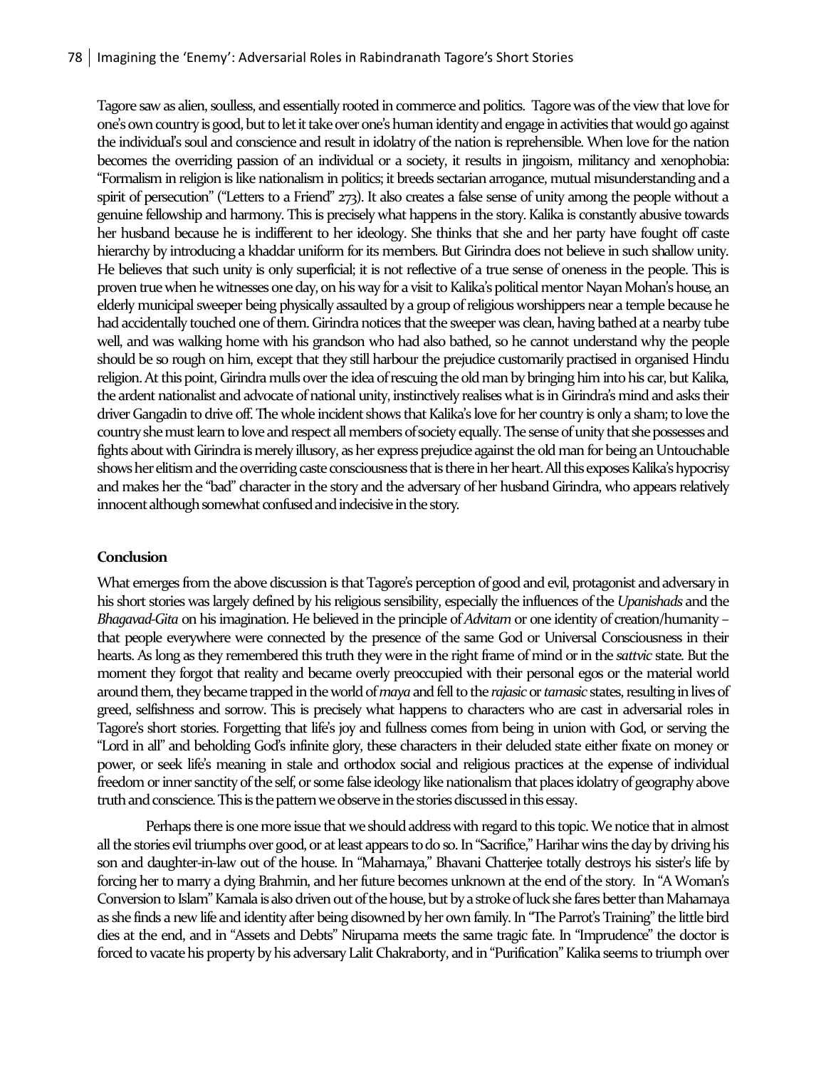Tagore saw as alien, soulless, and essentially rooted in commerce and politics. Tagore was of the view that love for one's own country is good, but to let it take over one's human identity and engage in activities that would go against the individual's soul and conscience and result in idolatry of the nation is reprehensible. When love for the nation becomes the overriding passion of an individual or a society, it results in jingoism, militancy and xenophobia: "Formalism in religion is like nationalism in politics; it breeds sectarian arrogance, mutual misunderstanding and a spirit of persecution" ("Letters to a Friend" 273). It also creates a false sense of unity among the people without a genuine fellowship and harmony. This is precisely what happens in the story. Kalika is constantly abusive towards her husband because he is indifferent to her ideology. She thinks that she and her party have fought off caste hierarchy by introducing a khaddar uniform for its members. But Girindra does not believe in such shallow unity. He believes that such unity is only superficial; it is not reflective of a true sense of oneness in the people. This is proven true when he witnesses one day, on his way for a visit to Kalika's political mentor Nayan Mohan's house, an elderly municipal sweeper being physically assaulted by a group of religious worshippers near a temple because he had accidentally touched one of them. Girindra notices that the sweeper was clean, having bathed at a nearby tube well, and was walking home with his grandson who had also bathed, so he cannot understand why the people should be so rough on him, except that they still harbour the prejudice customarily practised in organised Hindu religion. At this point, Girindra mulls over the idea of rescuing the old man by bringing him into his car, but Kalika, the ardent nationalist and advocate of national unity, instinctively realises what is in Girindra's mind and asks their driver Gangadin to drive off. The whole incident shows that Kalika's love for her country is only a sham; to love the country she must learn to love and respect all members of society equally. The sense of unity that she possesses and fights about with Girindra is merely illusory, as her express prejudice against the old man for being an Untouchable shows her elitism and the overriding caste consciousness that is there in her heart. All this exposes Kalika's hypocrisy and makes her the "bad" character in the story and the adversary of her husband Girindra, who appears relatively innocent although somewhat confused and indecisive in the story.

## Conclusion

What emerges from the above discussion is that Tagore's perception of good and evil, protagonist and adversary in his short stories was largely defined by his religious sensibility, especially the influences of the *Upanishads* and the *Bhagavad-Gita* on his imagination. He believed in the principle of *Advitam* or one identity of creation/humanity – that people everywhere were connected by the presence of the same God or Universal Consciousness in their hearts. As long as they remembered this truth they were in the right frame of mind or in the *sattvic* state. But the moment they forgot that reality and became overly preoccupied with their personal egos or the material world around them, they became trapped in the world of *maya* and fell to the *rajasic* or *tamasic* states, resulting in lives of greed, selfishness and sorrow. This is precisely what happens to characters who are cast in adversarial roles in Tagore's short stories. Forgetting that life's joy and fullness comes from being in union with God, or serving the "Lord in all" and beholding God's infinite glory, these characters in their deluded state either fixate on money or power, or seek life's meaning in stale and orthodox social and religious practices at the expense of individual freedom or inner sanctity of the self, or some false ideology like nationalism that places idolatry of geography above truth and conscience. This is the pattern we observe in the stories discussed in this essay.

Perhaps there is one more issue that we should address with regard to this topic. We notice that in almost all the stories evil triumphs over good, or at least appears to do so. In "Sacrifice," Harihar wins the day by driving his son and daughter-in-law out of the house. In "Mahamaya," Bhavani Chatterjee totally destroys his sister's life by forcing her to marry a dying Brahmin, and her future becomes unknown at the end of the story. In "A Woman's Conversion to Islam" Kamala is also driven out of the house, but by a stroke of luck she fares better than Mahamaya as she finds a new life and identity after being disowned by her own family. In "The Parrot's Training" the little bird dies at the end, and in "Assets and Debts" Nirupama meets the same tragic fate. In "Imprudence" the doctor is forced to vacate his property by his adversary Lalit Chakraborty, and in "Purification" Kalika seems to triumph over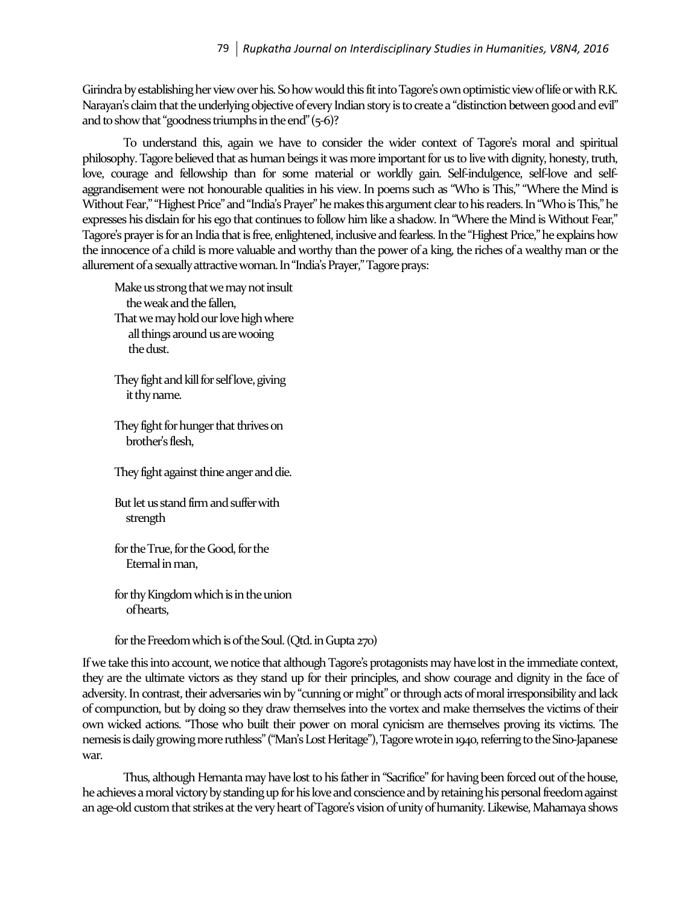Girindra by establishing her view over his. So how would this fit into Tagore's own optimistic view of life or with R.K. Narayan's claim that the underlying objective of every Indian story is to create a "distinction between good and evil" and to show that "goodness triumphs in the end" (5-6)?

To understand this, again we have to consider the wider context of Tagore's moral and spiritual philosophy. Tagore believed that as human beings it was more important for us to live with dignity, honesty, truth, love, courage and fellowship than for some material or worldly gain. Self-indulgence, self-love and self-aggrandisement were not honourable qualities in his view. In poems such as "Who is This," "Where the Mind is Without Fear," "Highest Price" and "India's Prayer" he makes this argument clear to his readers. In "Who is This," he expresses his disdain for his ego that continues to follow him like a shadow. In "Where the Mind is Without Fear," Tagore's prayer is for an India that is free, enlightened, inclusive and fearless. In the "Highest Price," he explains how the innocence of a child is more valuable and worthy than the power of a king, the riches of a wealthy man or the allurement of a sexually attractive woman. In "India's Prayer," Tagore prays:

> Make us strong that we may not insult
> the weak and the fallen,
> That we may hold our love high where
> all things around us are wooing
> the dust.
>
> They fight and kill for self love, giving
> it thy name.
>
> They fight for hunger that thrives on
> brother's flesh,
>
> They fight against thine anger and die.
>
> But let us stand firm and suffer with
> strength
>
> for the True, for the Good, for the
> Eternal in man,
>
> for thy Kingdom which is in the union
> of hearts,
>
> for the Freedom which is of the Soul. (Qtd. in Gupta 270)

If we take this into account, we notice that although Tagore's protagonists may have lost in the immediate context, they are the ultimate victors as they stand up for their principles, and show courage and dignity in the face of adversity. In contrast, their adversaries win by "cunning or might" or through acts of moral irresponsibility and lack of compunction, but by doing so they draw themselves into the vortex and make themselves the victims of their own wicked actions. "Those who built their power on moral cynicism are themselves proving its victims. The nemesis is daily growing more ruthless" ("Man's Lost Heritage"), Tagore wrote in 1940, referring to the Sino-Japanese war.

Thus, although Hemanta may have lost to his father in "Sacrifice" for having been forced out of the house, he achieves a moral victory by standing up for his love and conscience and by retaining his personal freedom against an age-old custom that strikes at the very heart of Tagore's vision of unity of humanity. Likewise, Mahamaya shows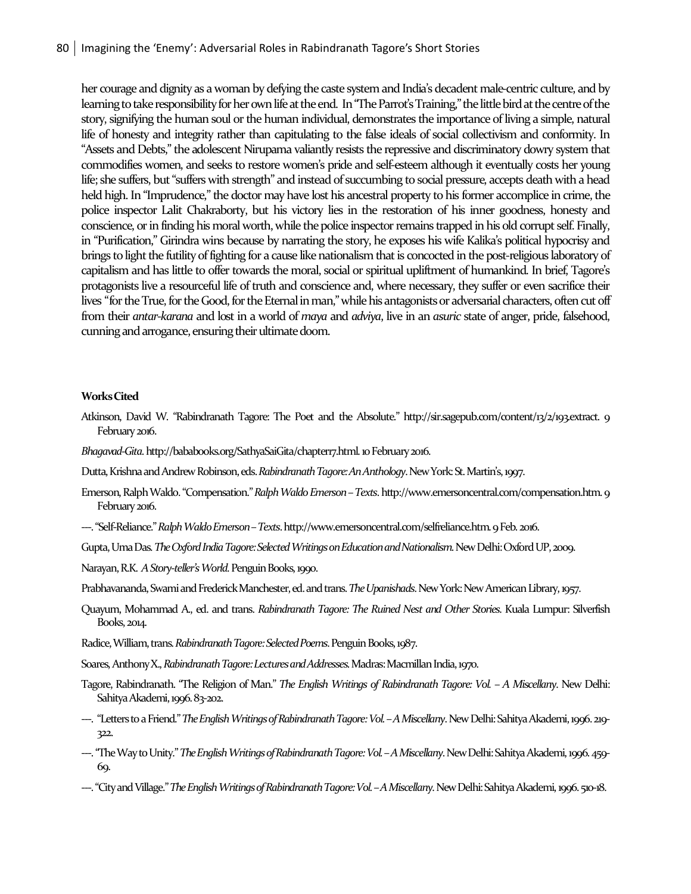her courage and dignity as a woman by defying the caste system and India's decadent male-centric culture, and by learning to take responsibility for her own life at the end. In "The Parrot's Training," the little bird at the centre of the story, signifying the human soul or the human individual, demonstrates the importance of living a simple, natural life of honesty and integrity rather than capitulating to the false ideals of social collectivism and conformity. In "Assets and Debts," the adolescent Nirupama valiantly resists the repressive and discriminatory dowry system that commodifies women, and seeks to restore women's pride and self-esteem although it eventually costs her young life; she suffers, but "suffers with strength" and instead of succumbing to social pressure, accepts death with a head held high. In "Imprudence," the doctor may have lost his ancestral property to his former accomplice in crime, the police inspector Lalit Chakraborty, but his victory lies in the restoration of his inner goodness, honesty and conscience, or in finding his moral worth, while the police inspector remains trapped in his old corrupt self. Finally, in "Purification," Girindra wins because by narrating the story, he exposes his wife Kalika's political hypocrisy and brings to light the futility of fighting for a cause like nationalism that is concocted in the post-religious laboratory of capitalism and has little to offer towards the moral, social or spiritual upliftment of humankind. In brief, Tagore's protagonists live a resourceful life of truth and conscience and, where necessary, they suffer or even sacrifice their lives "for the True, for the Good, for the Eternal in man," while his antagonists or adversarial characters, often cut off from their *antar-karana* and lost in a world of *maya* and *adviya*, live in an *asuric* state of anger, pride, falsehood, cunning and arrogance, ensuring their ultimate doom.

#### Works Cited

Atkinson, David W. "Rabindranath Tagore: The Poet and the Absolute." http://sir.sagepub.com/content/13/2/193.extract. 9 February 2016.

*Bhagavad-Gita*. http://bababooks.org/SathyaSaiGita/chapter17.html. 10 February 2016.

Dutta, Krishna and Andrew Robinson, eds. *Rabindranath Tagore: An Anthology*. New York: St. Martin's, 1997.

Emerson, Ralph Waldo. "Compensation." *Ralph Waldo Emerson – Texts*. http://www.emersoncentral.com/compensation.htm. 9 February 2016.

---. "Self-Reliance." *Ralph Waldo Emerson – Texts*. http://www.emersoncentral.com/selfreliance.htm. 9 Feb. 2016.

Gupta, Uma Das. *The Oxford India Tagore: Selected Writings on Education and Nationalism*. New Delhi: Oxford UP, 2009.

Narayan, R.K. *A Story-teller's World*. Penguin Books, 1990.

Prabhavananda, Swami and Frederick Manchester, ed. and trans. *The Upanishads*. New York: New American Library, 1957.

Quayum, Mohammad A., ed. and trans. *Rabindranath Tagore: The Ruined Nest and Other Stories*. Kuala Lumpur: Silverfish Books, 2014.

Radice, William, trans. *Rabindranath Tagore: Selected Poems*. Penguin Books, 1987.

Soares, Anthony X., *Rabindranath Tagore: Lectures and Addresses*. Madras: Macmillan India, 1970.

Tagore, Rabindranath. "The Religion of Man." *The English Writings of Rabindranath Tagore: Vol. – A Miscellany*. New Delhi: Sahitya Akademi, 1996. 83-202.

---. "Letters to a Friend." *The English Writings of Rabindranath Tagore: Vol. – A Miscellany*. New Delhi: Sahitya Akademi, 1996. 219-322.

---. "The Way to Unity." *The English Writings of Rabindranath Tagore: Vol. – A Miscellany*. New Delhi: Sahitya Akademi, 1996. 459-69.

---. "City and Village." *The English Writings of Rabindranath Tagore: Vol. – A Miscellany*. New Delhi: Sahitya Akademi, 1996. 510-18.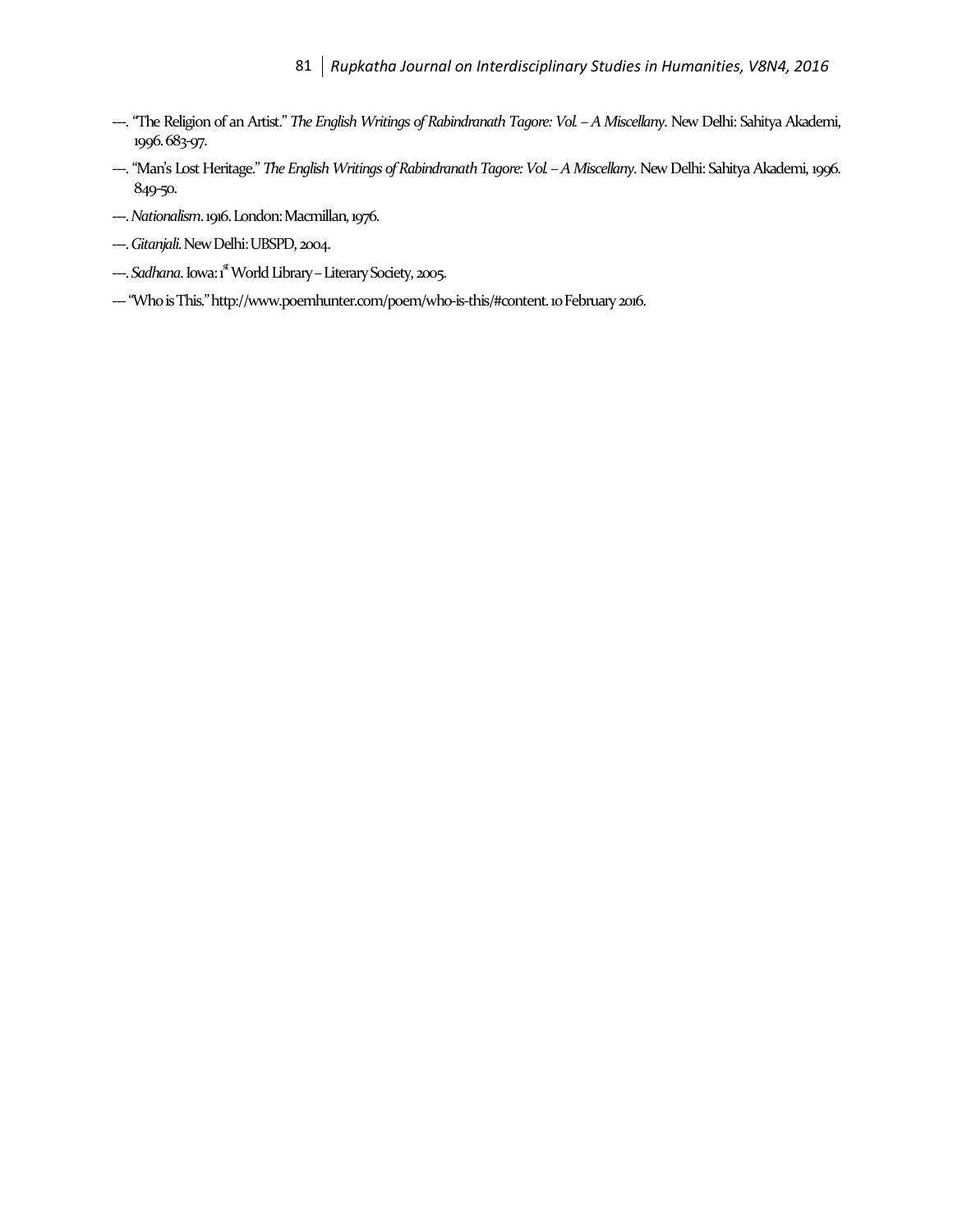---. "The Religion of an Artist." *The English Writings of Rabindranath Tagore: Vol. – A Miscellany*. New Delhi: Sahitya Akademi, 1996. 683-97.

---. "Man's Lost Heritage." *The English Writings of Rabindranath Tagore: Vol. – A Miscellany*. New Delhi: Sahitya Akademi, 1996. 849-50.

---. *Nationalism*. 1916. London: Macmillan, 1976.

---. *Gitanjali*. New Delhi: UBSPD, 2004.

---. *Sadhana*. Iowa: 1st World Library – Literary Society, 2005.

--- "Who is This." http://www.poemhunter.com/poem/who-is-this/#content. 10 February 2016.